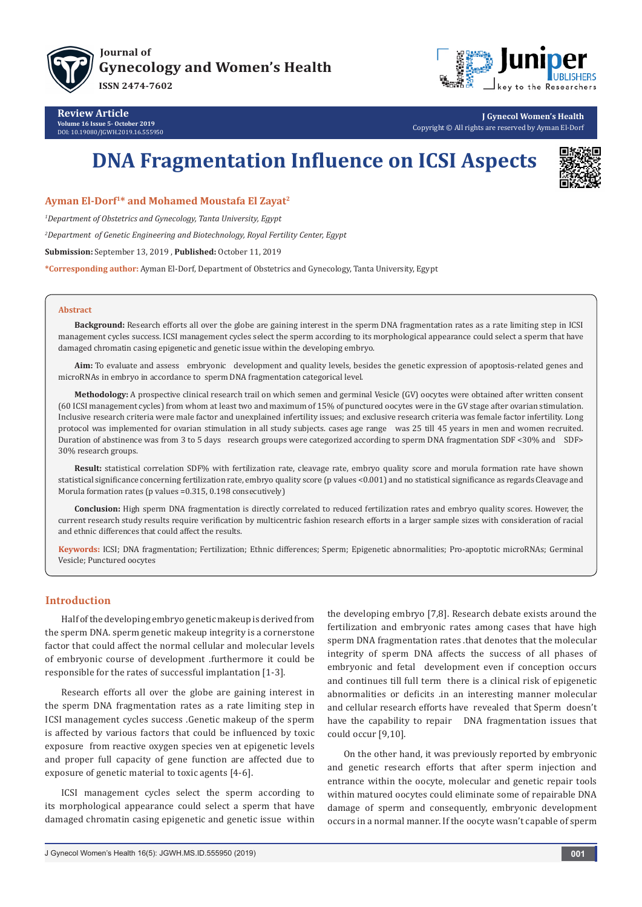Journal of
Gynecology and Women's Health
ISSN 2474-7602

**Review Article**
**Volume 16 Issue 5- October 2019**
DOI: 10.19080/JGWH.2019.16.555950

**J Gynecol Women's Health**
Copyright © All rights are reserved by Ayman El-Dorf

# DNA Fragmentation Influence on ICSI Aspects

**Ayman El-Dorf[1]* and Mohamed Moustafa El Zayat[2]**

[1]*Department of Obstetrics and Gynecology, Tanta University, Egypt*

[2]*Department of Genetic Engineering and Biotechnology, Royal Fertility Center, Egypt*

**Submission:** September 13, 2019 , **Published:** October 11, 2019

***Corresponding author:** Ayman El-Dorf, Department of Obstetrics and Gynecology, Tanta University, Egypt

**Abstract**

**Background:** Research efforts all over the globe are gaining interest in the sperm DNA fragmentation rates as a rate limiting step in ICSI management cycles success. ICSI management cycles select the sperm according to its morphological appearance could select a sperm that have damaged chromatin casing epigenetic and genetic issue within the developing embryo.

**Aim:** To evaluate and assess embryonic development and quality levels, besides the genetic expression of apoptosis-related genes and microRNAs in embryo in accordance to sperm DNA fragmentation categorical level.

**Methodology:** A prospective clinical research trail on which semen and germinal Vesicle (GV) oocytes were obtained after written consent (60 ICSI management cycles) from whom at least two and maximum of 15% of punctured oocytes were in the GV stage after ovarian stimulation. Inclusive research criteria were male factor and unexplained infertility issues; and exclusive research criteria was female factor infertility. Long protocol was implemented for ovarian stimulation in all study subjects. cases age range was 25 till 45 years in men and women recruited. Duration of abstinence was from 3 to 5 days research groups were categorized according to sperm DNA fragmentation SDF <30% and SDF> 30% research groups.

**Result:** statistical correlation SDF% with fertilization rate, cleavage rate, embryo quality score and morula formation rate have shown statistical significance concerning fertilization rate, embryo quality score (p values <0.001) and no statistical significance as regards Cleavage and Morula formation rates (p values =0.315, 0.198 consecutively)

**Conclusion:** High sperm DNA fragmentation is directly correlated to reduced fertilization rates and embryo quality scores. However, the current research study results require verification by multicentric fashion research efforts in a larger sample sizes with consideration of racial and ethnic differences that could affect the results.

**Keywords:** ICSI; DNA fragmentation; Fertilization; Ethnic differences; Sperm; Epigenetic abnormalities; Pro-apoptotic microRNAs; Germinal Vesicle; Punctured oocytes

## Introduction

Half of the developing embryo genetic makeup is derived from the sperm DNA. sperm genetic makeup integrity is a cornerstone factor that could affect the normal cellular and molecular levels of embryonic course of development .furthermore it could be responsible for the rates of successful implantation [1-3].

Research efforts all over the globe are gaining interest in the sperm DNA fragmentation rates as a rate limiting step in ICSI management cycles success .Genetic makeup of the sperm is affected by various factors that could be influenced by toxic exposure from reactive oxygen species ven at epigenetic levels and proper full capacity of gene function are affected due to exposure of genetic material to toxic agents [4-6].

ICSI management cycles select the sperm according to its morphological appearance could select a sperm that have damaged chromatin casing epigenetic and genetic issue within the developing embryo [7,8]. Research debate exists around the fertilization and embryonic rates among cases that have high sperm DNA fragmentation rates .that denotes that the molecular integrity of sperm DNA affects the success of all phases of embryonic and fetal development even if conception occurs and continues till full term there is a clinical risk of epigenetic abnormalities or deficits .in an interesting manner molecular and cellular research efforts have revealed that Sperm doesn't have the capability to repair DNA fragmentation issues that could occur [9,10].

On the other hand, it was previously reported by embryonic and genetic research efforts that after sperm injection and entrance within the oocyte, molecular and genetic repair tools within matured oocytes could eliminate some of repairable DNA damage of sperm and consequently, embryonic development occurs in a normal manner. If the oocyte wasn't capable of sperm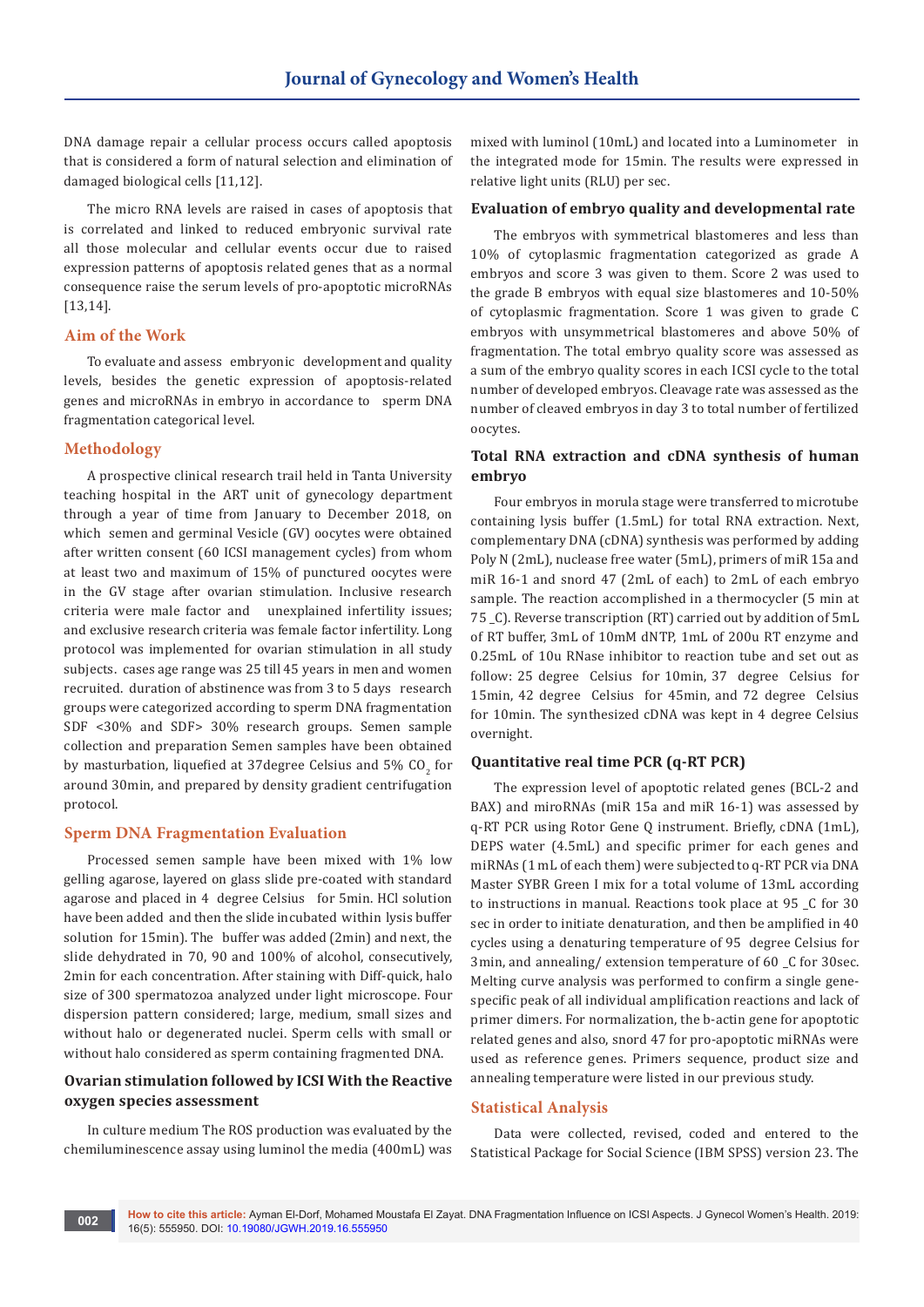DNA damage repair a cellular process occurs called apoptosis that is considered a form of natural selection and elimination of damaged biological cells [11,12].

The micro RNA levels are raised in cases of apoptosis that is correlated and linked to reduced embryonic survival rate all those molecular and cellular events occur due to raised expression patterns of apoptosis related genes that as a normal consequence raise the serum levels of pro-apoptotic microRNAs [13,14].

## Aim of the Work

To evaluate and assess embryonic development and quality levels, besides the genetic expression of apoptosis-related genes and microRNAs in embryo in accordance to sperm DNA fragmentation categorical level.

## Methodology

A prospective clinical research trail held in Tanta University teaching hospital in the ART unit of gynecology department through a year of time from January to December 2018, on which semen and germinal Vesicle (GV) oocytes were obtained after written consent (60 ICSI management cycles) from whom at least two and maximum of 15% of punctured oocytes were in the GV stage after ovarian stimulation. Inclusive research criteria were male factor and unexplained infertility issues; and exclusive research criteria was female factor infertility. Long protocol was implemented for ovarian stimulation in all study subjects. cases age range was 25 till 45 years in men and women recruited. duration of abstinence was from 3 to 5 days research groups were categorized according to sperm DNA fragmentation SDF <30% and SDF> 30% research groups. Semen sample collection and preparation Semen samples have been obtained by masturbation, liquefied at 37degree Celsius and 5% $CO_2$ for around 30min, and prepared by density gradient centrifugation protocol.

## Sperm DNA Fragmentation Evaluation

Processed semen sample have been mixed with 1% low gelling agarose, layered on glass slide pre-coated with standard agarose and placed in 4 degree Celsius for 5min. HCl solution have been added and then the slide incubated within lysis buffer solution for 15min). The buffer was added (2min) and next, the slide dehydrated in 70, 90 and 100% of alcohol, consecutively, 2min for each concentration. After staining with Diff-quick, halo size of 300 spermatozoa analyzed under light microscope. Four dispersion pattern considered; large, medium, small sizes and without halo or degenerated nuclei. Sperm cells with small or without halo considered as sperm containing fragmented DNA.

### Ovarian stimulation followed by ICSI With the Reactive oxygen species assessment

In culture medium The ROS production was evaluated by the chemiluminescence assay using luminol the media (400mL) was mixed with luminol (10mL) and located into a Luminometer in the integrated mode for 15min. The results were expressed in relative light units (RLU) per sec.

### Evaluation of embryo quality and developmental rate

The embryos with symmetrical blastomeres and less than 10% of cytoplasmic fragmentation categorized as grade A embryos and score 3 was given to them. Score 2 was used to the grade B embryos with equal size blastomeres and 10-50% of cytoplasmic fragmentation. Score 1 was given to grade C embryos with unsymmetrical blastomeres and above 50% of fragmentation. The total embryo quality score was assessed as a sum of the embryo quality scores in each ICSI cycle to the total number of developed embryos. Cleavage rate was assessed as the number of cleaved embryos in day 3 to total number of fertilized oocytes.

### Total RNA extraction and cDNA synthesis of human embryo

Four embryos in morula stage were transferred to microtube containing lysis buffer (1.5mL) for total RNA extraction. Next, complementary DNA (cDNA) synthesis was performed by adding Poly N (2mL), nuclease free water (5mL), primers of miR 15a and miR 16-1 and snord 47 (2mL of each) to 2mL of each embryo sample. The reaction accomplished in a thermocycler (5 min at 75 _C). Reverse transcription (RT) carried out by addition of 5mL of RT buffer, 3mL of 10mM dNTP, 1mL of 200u RT enzyme and 0.25mL of 10u RNase inhibitor to reaction tube and set out as follow: 25 degree Celsius for 10min, 37 degree Celsius for 15min, 42 degree Celsius for 45min, and 72 degree Celsius for 10min. The synthesized cDNA was kept in 4 degree Celsius overnight.

### Quantitative real time PCR (q-RT PCR)

The expression level of apoptotic related genes (BCL-2 and BAX) and miroRNAs (miR 15a and miR 16-1) was assessed by q-RT PCR using Rotor Gene Q instrument. Briefly, cDNA (1mL), DEPS water (4.5mL) and specific primer for each genes and miRNAs (1 mL of each them) were subjected to q-RT PCR via DNA Master SYBR Green I mix for a total volume of 13mL according to instructions in manual. Reactions took place at 95 _C for 30 sec in order to initiate denaturation, and then be amplified in 40 cycles using a denaturing temperature of 95 degree Celsius for 3min, and annealing/ extension temperature of 60 _C for 30sec. Melting curve analysis was performed to confirm a single gene-specific peak of all individual amplification reactions and lack of primer dimers. For normalization, the b-actin gene for apoptotic related genes and also, snord 47 for pro-apoptotic miRNAs were used as reference genes. Primers sequence, product size and annealing temperature were listed in our previous study.

## Statistical Analysis

Data were collected, revised, coded and entered to the Statistical Package for Social Science (IBM SPSS) version 23. The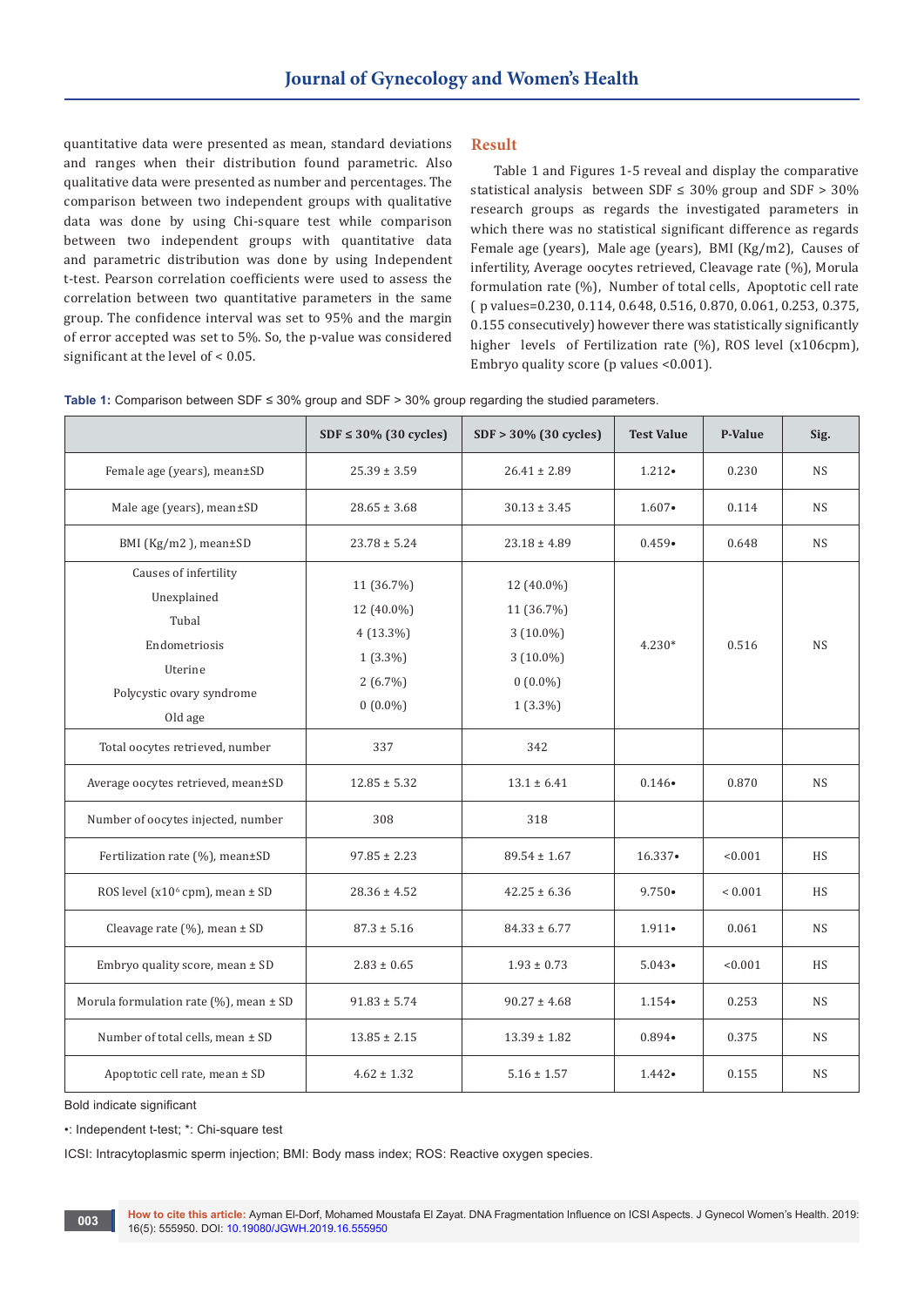quantitative data were presented as mean, standard deviations and ranges when their distribution found parametric. Also qualitative data were presented as number and percentages. The comparison between two independent groups with qualitative data was done by using Chi-square test while comparison between two independent groups with quantitative data and parametric distribution was done by using Independent t-test. Pearson correlation coefficients were used to assess the correlation between two quantitative parameters in the same group. The confidence interval was set to 95% and the margin of error accepted was set to 5%. So, the p-value was considered significant at the level of < 0.05.

## Result

Table 1 and Figures 1-5 reveal and display the comparative statistical analysis between SDF ≤ 30% group and SDF > 30% research groups as regards the investigated parameters in which there was no statistical significant difference as regards Female age (years), Male age (years), BMI (Kg/m2), Causes of infertility, Average oocytes retrieved, Cleavage rate (%), Morula formulation rate (%), Number of total cells, Apoptotic cell rate ( p values=0.230, 0.114, 0.648, 0.516, 0.870, 0.061, 0.253, 0.375, 0.155 consecutively) however there was statistically significantly higher levels of Fertilization rate (%), ROS level (x106cpm), Embryo quality score (p values <0.001).

**Table 1:** Comparison between SDF ≤ 30% group and SDF > 30% group regarding the studied parameters.

| | SDF ≤ 30% (30 cycles) | SDF > 30% (30 cycles) | Test Value | P-Value | Sig. |
|---|---|---|---|---|---|
| Female age (years), mean±SD | 25.39 ± 3.59 | 26.41 ± 2.89 | 1.212• | 0.230 | NS |
| Male age (years), mean±SD | 28.65 ± 3.68 | 30.13 ± 3.45 | 1.607• | 0.114 | NS |
| BMI (Kg/m2 ), mean±SD | 23.78 ± 5.24 | 23.18 ± 4.89 | 0.459• | 0.648 | NS |
| Causes of infertility<br>Unexplained<br>Tubal<br>Endometriosis<br>Uterine<br>Polycystic ovary syndrome<br>Old age | 11 (36.7%)<br>12 (40.0%)<br>4 (13.3%)<br>1 (3.3%)<br>2 (6.7%)<br>0 (0.0%) | 12 (40.0%)<br>11 (36.7%)<br>3 (10.0%)<br>3 (10.0%)<br>0 (0.0%)<br>1 (3.3%) | 4.230* | 0.516 | NS |
| Total oocytes retrieved, number | 337 | 342 | | | |
| Average oocytes retrieved, mean±SD | 12.85 ± 5.32 | 13.1 ± 6.41 | 0.146• | 0.870 | NS |
| Number of oocytes injected, number | 308 | 318 | | | |
| Fertilization rate (%), mean±SD | 97.85 ± 2.23 | 89.54 ± 1.67 | 16.337• | <0.001 | HS |
| ROS level (x10$^6$ cpm), mean ± SD | 28.36 ± 4.52 | 42.25 ± 6.36 | 9.750• | < 0.001 | HS |
| Cleavage rate (%), mean ± SD | 87.3 ± 5.16 | 84.33 ± 6.77 | 1.911• | 0.061 | NS |
| Embryo quality score, mean ± SD | 2.83 ± 0.65 | 1.93 ± 0.73 | 5.043• | <0.001 | HS |
| Morula formulation rate (%), mean ± SD | 91.83 ± 5.74 | 90.27 ± 4.68 | 1.154• | 0.253 | NS |
| Number of total cells, mean ± SD | 13.85 ± 2.15 | 13.39 ± 1.82 | 0.894• | 0.375 | NS |
| Apoptotic cell rate, mean ± SD | 4.62 ± 1.32 | 5.16 ± 1.57 | 1.442• | 0.155 | NS |

Bold indicate significant

•: Independent t-test; *: Chi-square test

ICSI: Intracytoplasmic sperm injection; BMI: Body mass index; ROS: Reactive oxygen species.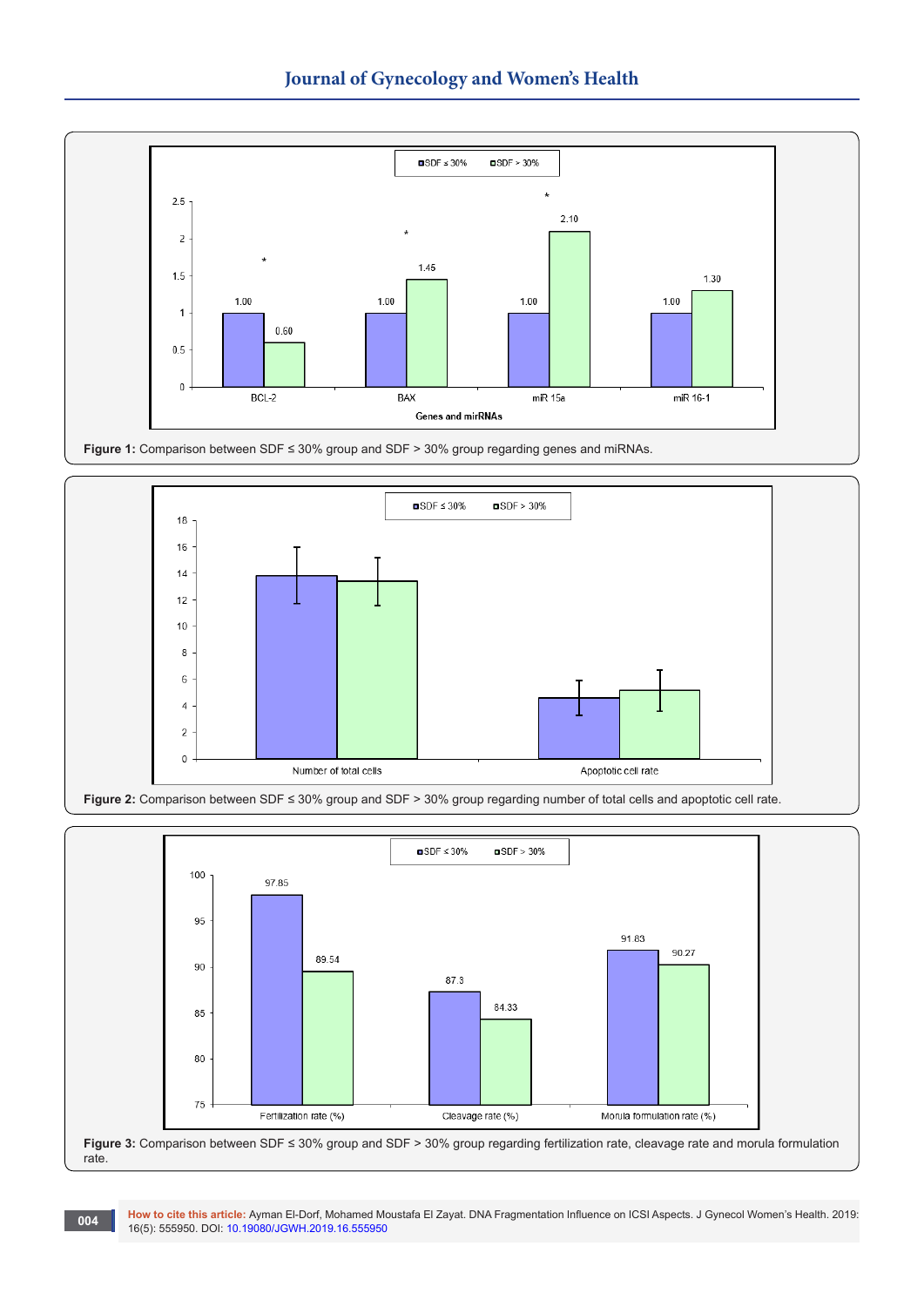Figure 1: Comparison between SDF ≤ 30% group and SDF > 30% group regarding genes and miRNAs.

Figure 2: Comparison between SDF ≤ 30% group and SDF > 30% group regarding number of total cells and apoptotic cell rate.

Figure 3: Comparison between SDF ≤ 30% group and SDF > 30% group regarding fertilization rate, cleavage rate and morula formulation rate.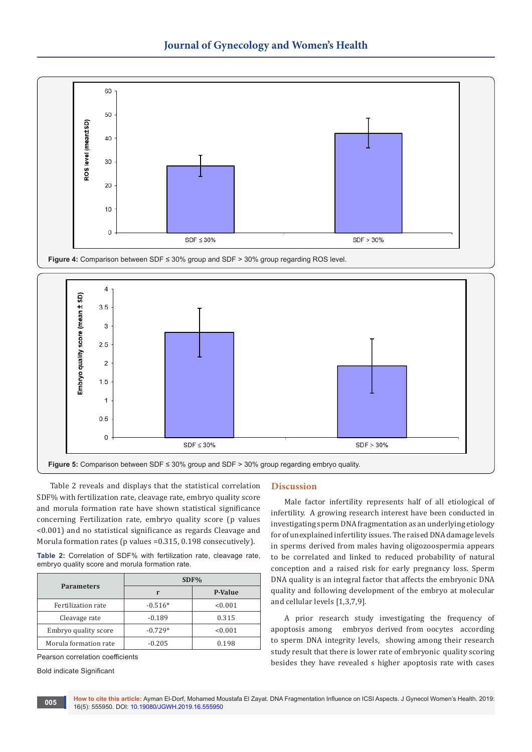Figure 4: Comparison between SDF ≤ 30% group and SDF > 30% group regarding ROS level.

Figure 5: Comparison between SDF ≤ 30% group and SDF > 30% group regarding embryo quality.

Table 2 reveals and displays that the statistical correlation SDF% with fertilization rate, cleavage rate, embryo quality score and morula formation rate have shown statistical significance concerning Fertilization rate, embryo quality score (p values <0.001) and no statistical significance as regards Cleavage and Morula formation rates (p values =0.315, 0.198 consecutively).

**Table 2:** Correlation of SDF% with fertilization rate, cleavage rate, embryo quality score and morula formation rate.

| Parameters | SDF% | |
|---|---|---|
| | r | P-Value |
| Fertilization rate | -0.516* | <0.001 |
| Cleavage rate | -0.189 | 0.315 |
| Embryo quality score | -0.729* | <0.001 |
| Morula formation rate | -0.205 | 0.198 |

Pearson correlation coefficients

Bold indicate Significant

## Discussion

Male factor infertility represents half of all etiological of infertility. A growing research interest have been conducted in investigating sperm DNA fragmentation as an underlying etiology for of unexplained infertility issues. The raised DNA damage levels in sperms derived from males having oligozoospermia appears to be correlated and linked to reduced probability of natural conception and a raised risk for early pregnancy loss. Sperm DNA quality is an integral factor that affects the embryonic DNA quality and following development of the embryo at molecular and cellular levels [1,3,7,9].

A prior research study investigating the frequency of apoptosis among embryos derived from oocytes according to sperm DNA integrity levels, showing among their research study result that there is lower rate of embryonic quality scoring besides they have revealed s higher apoptosis rate with cases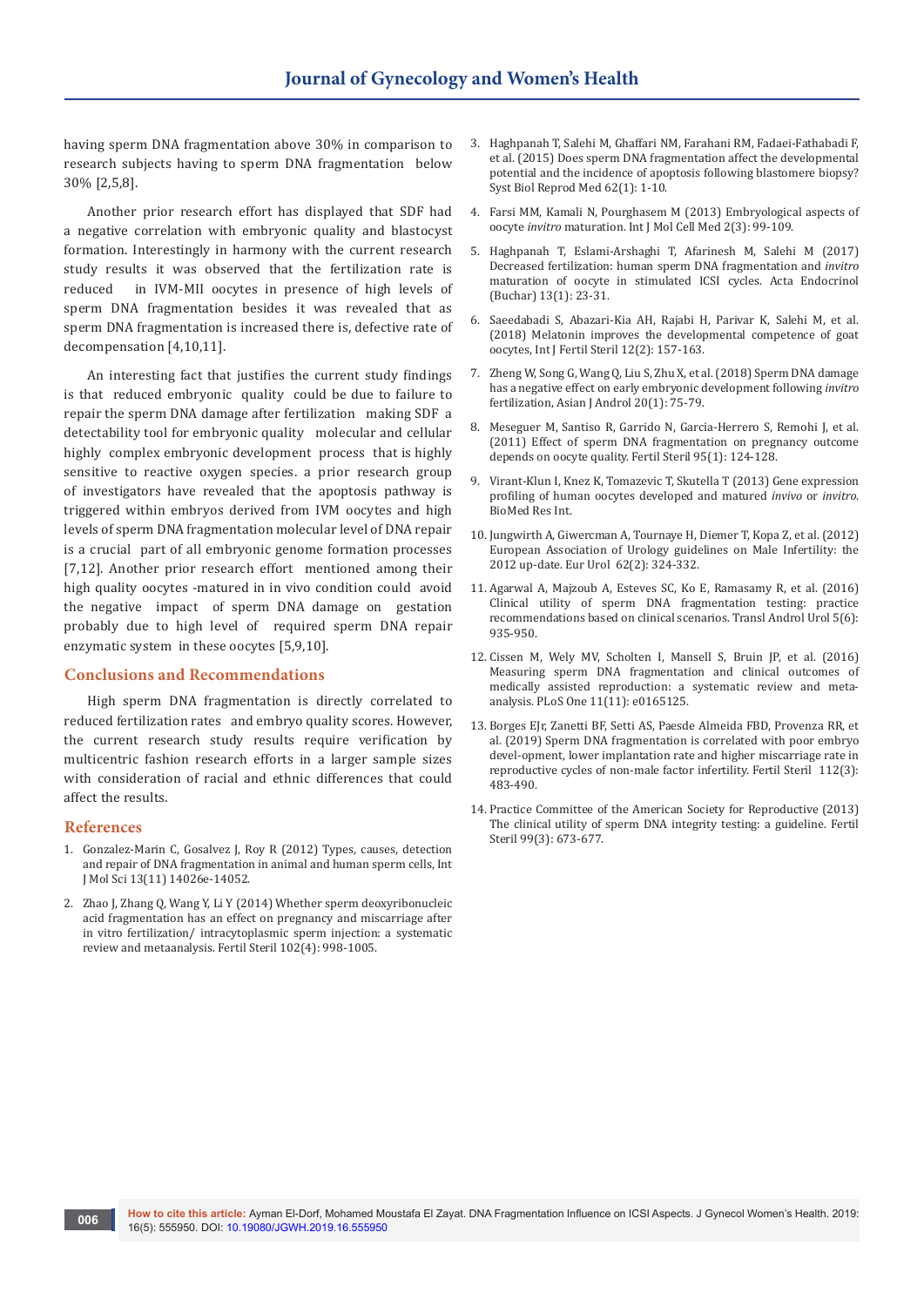having sperm DNA fragmentation above 30% in comparison to research subjects having to sperm DNA fragmentation below 30% [2,5,8].

Another prior research effort has displayed that SDF had a negative correlation with embryonic quality and blastocyst formation. Interestingly in harmony with the current research study results it was observed that the fertilization rate is reduced in IVM-MII oocytes in presence of high levels of sperm DNA fragmentation besides it was revealed that as sperm DNA fragmentation is increased there is, defective rate of decompensation [4,10,11].

An interesting fact that justifies the current study findings is that reduced embryonic quality could be due to failure to repair the sperm DNA damage after fertilization making SDF a detectability tool for embryonic quality molecular and cellular highly complex embryonic development process that is highly sensitive to reactive oxygen species. a prior research group of investigators have revealed that the apoptosis pathway is triggered within embryos derived from IVM oocytes and high levels of sperm DNA fragmentation molecular level of DNA repair is a crucial part of all embryonic genome formation processes [7,12]. Another prior research effort mentioned among their high quality oocytes -matured in in vivo condition could avoid the negative impact of sperm DNA damage on gestation probably due to high level of required sperm DNA repair enzymatic system in these oocytes [5,9,10].

## Conclusions and Recommendations

High sperm DNA fragmentation is directly correlated to reduced fertilization rates and embryo quality scores. However, the current research study results require verification by multicentric fashion research efforts in a larger sample sizes with consideration of racial and ethnic differences that could affect the results.

## References

1. Gonzalez-Marin C, Gosalvez J, Roy R (2012) Types, causes, detection and repair of DNA fragmentation in animal and human sperm cells, Int J Mol Sci 13(11) 14026e-14052.
2. Zhao J, Zhang Q, Wang Y, Li Y (2014) Whether sperm deoxyribonucleic acid fragmentation has an effect on pregnancy and miscarriage after in vitro fertilization/ intracytoplasmic sperm injection: a systematic review and metaanalysis. Fertil Steril 102(4): 998-1005.
3. Haghpanah T, Salehi M, Ghaffari NM, Farahani RM, Fadaei-Fathabadi F, et al. (2015) Does sperm DNA fragmentation affect the developmental potential and the incidence of apoptosis following blastomere biopsy? Syst Biol Reprod Med 62(1): 1-10.
4. Farsi MM, Kamali N, Pourghasem M (2013) Embryological aspects of oocyte *invitro* maturation. Int J Mol Cell Med 2(3): 99-109.
5. Haghpanah T, Eslami-Arshaghi T, Afarinesh M, Salehi M (2017) Decreased fertilization: human sperm DNA fragmentation and *invitro* maturation of oocyte in stimulated ICSI cycles. Acta Endocrinol (Buchar) 13(1): 23-31.
6. Saeedabadi S, Abazari-Kia AH, Rajabi H, Parivar K, Salehi M, et al. (2018) Melatonin improves the developmental competence of goat oocytes, Int J Fertil Steril 12(2): 157-163.
7. Zheng W, Song G, Wang Q, Liu S, Zhu X, et al. (2018) Sperm DNA damage has a negative effect on early embryonic development following *invitro* fertilization, Asian J Androl 20(1): 75-79.
8. Meseguer M, Santiso R, Garrido N, Garcia-Herrero S, Remohi J, et al. (2011) Effect of sperm DNA fragmentation on pregnancy outcome depends on oocyte quality. Fertil Steril 95(1): 124-128.
9. Virant-Klun I, Knez K, Tomazevic T, Skutella T (2013) Gene expression profiling of human oocytes developed and matured *invivo* or *invitro*. BioMed Res Int.
10. Jungwirth A, Giwercman A, Tournaye H, Diemer T, Kopa Z, et al. (2012) European Association of Urology guidelines on Male Infertility: the 2012 up-date. Eur Urol 62(2): 324-332.
11. Agarwal A, Majzoub A, Esteves SC, Ko E, Ramasamy R, et al. (2016) Clinical utility of sperm DNA fragmentation testing: practice recommendations based on clinical scenarios. Transl Androl Urol 5(6): 935-950.
12. Cissen M, Wely MV, Scholten I, Mansell S, Bruin JP, et al. (2016) Measuring sperm DNA fragmentation and clinical outcomes of medically assisted reproduction: a systematic review and meta-analysis. PLoS One 11(11): e0165125.
13. Borges EJr, Zanetti BF, Setti AS, Paesde Almeida FBD, Provenza RR, et al. (2019) Sperm DNA fragmentation is correlated with poor embryo devel-opment, lower implantation rate and higher miscarriage rate in reproductive cycles of non-male factor infertility. Fertil Steril 112(3): 483-490.
14. Practice Committee of the American Society for Reproductive (2013) The clinical utility of sperm DNA integrity testing: a guideline. Fertil Steril 99(3): 673-677.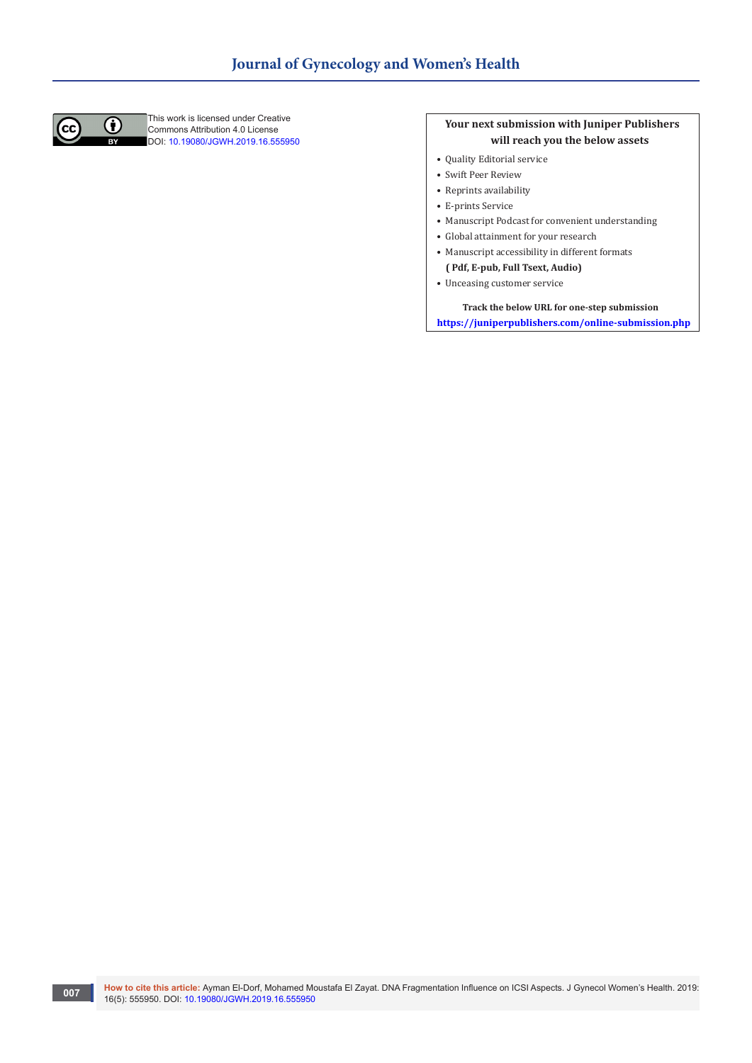This work is licensed under Creative Commons Attribution 4.0 License
DOI: 10.19080/JGWH.2019.16.555950

**Your next submission with Juniper Publishers will reach you the below assets**

- Quality Editorial service
- Swift Peer Review
- Reprints availability
- E-prints Service
- Manuscript Podcast for convenient understanding
- Global attainment for your research
- Manuscript accessibility in different formats
  **( Pdf, E-pub, Full Tsext, Audio)**
- Unceasing customer service

**Track the below URL for one-step submission**
**https://juniperpublishers.com/online-submission.php**

**How to cite this article:** Ayman El-Dorf, Mohamed Moustafa El Zayat. DNA Fragmentation Influence on ICSI Aspects. J Gynecol Women's Health. 2019: 16(5): 555950. DOI: 10.19080/JGWH.2019.16.555950